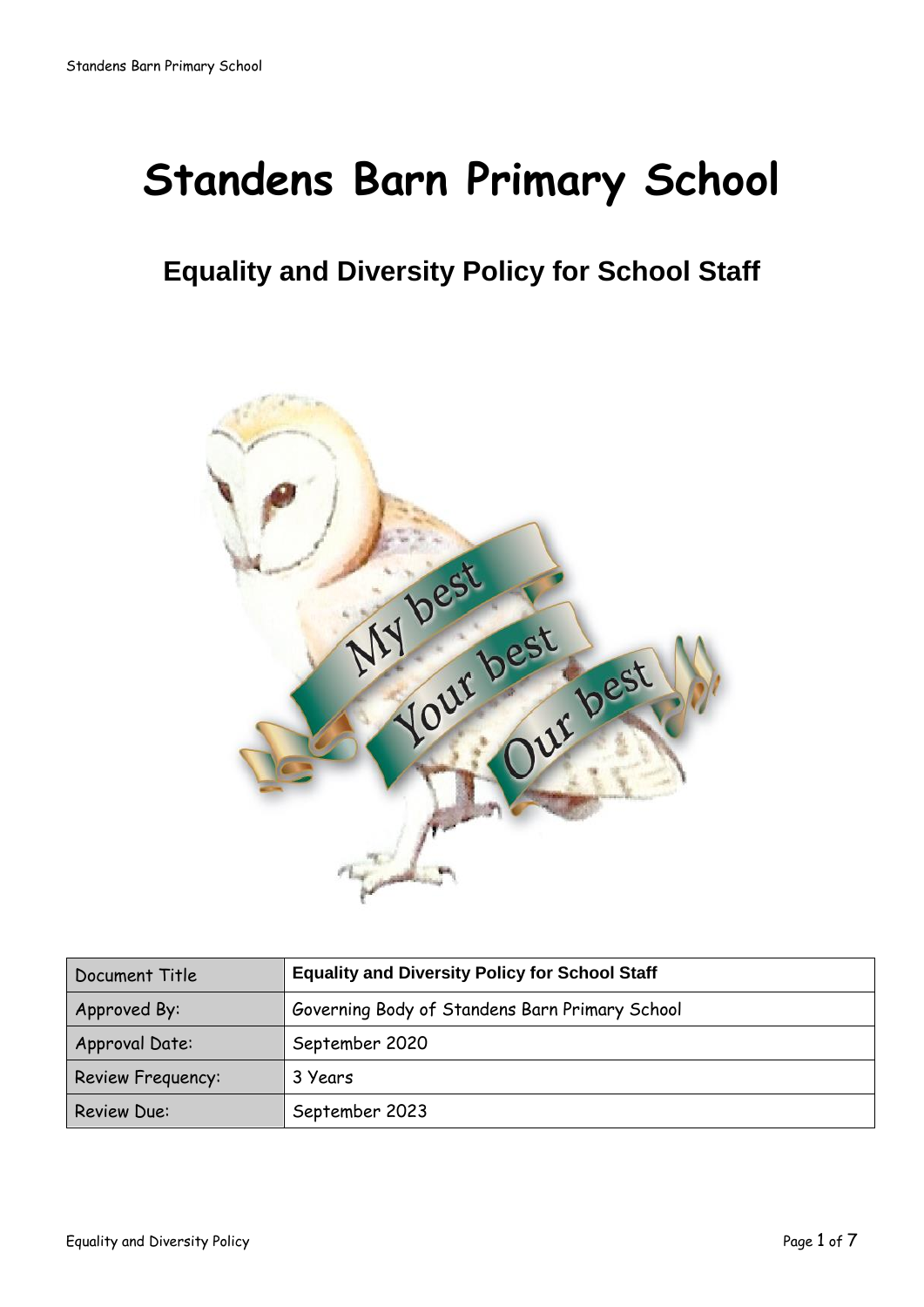# Standens Barn Primary School

## Equality and Diversity Policy for School Staff

| | |
|---|---|
| Document Title | **Equality and Diversity Policy for School Staff** |
| Approved By: | Governing Body of Standens Barn Primary School |
| Approval Date: | September 2020 |
| Review Frequency: | 3 Years |
| Review Due: | September 2023 |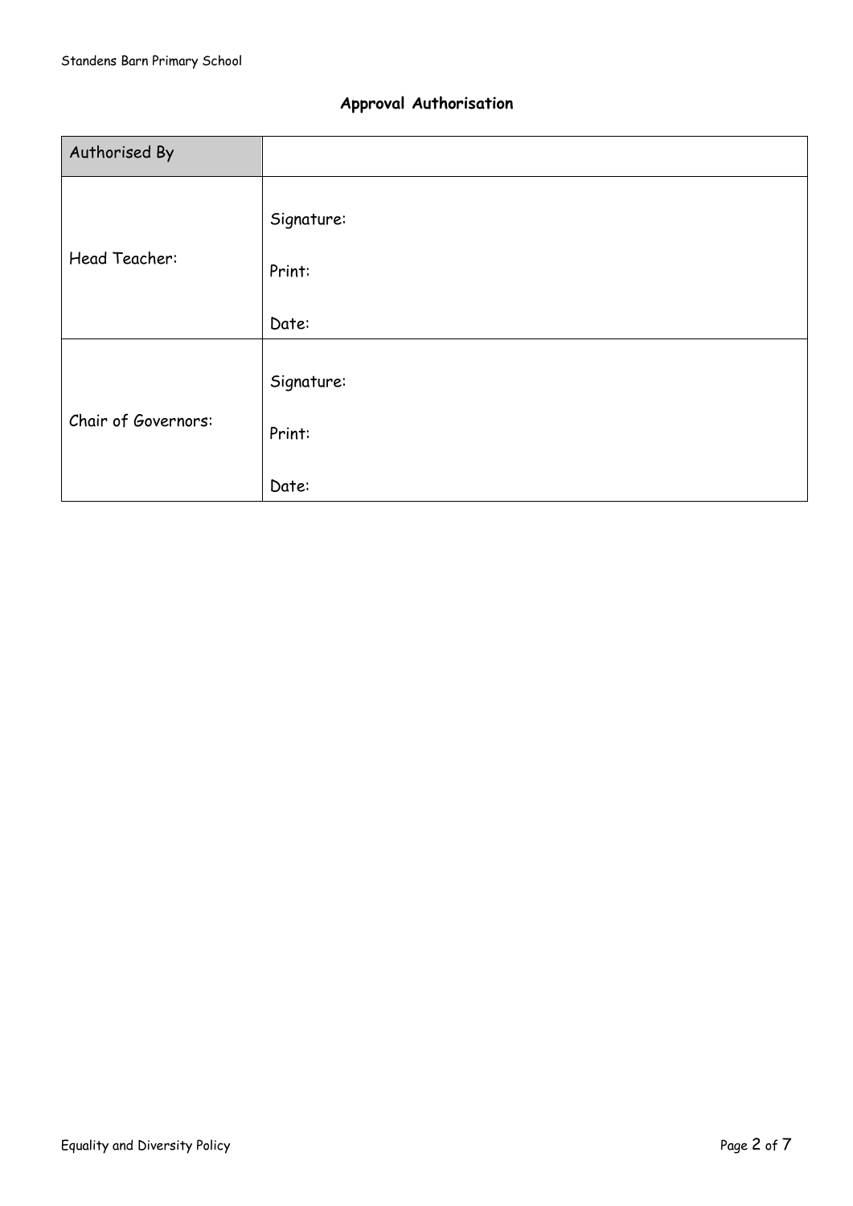## Approval Authorisation

| Authorised By | |
|---|---|
| Head Teacher: | Signature:<br><br>Print:<br><br>Date: |
| Chair of Governors: | Signature:<br><br>Print:<br><br>Date: |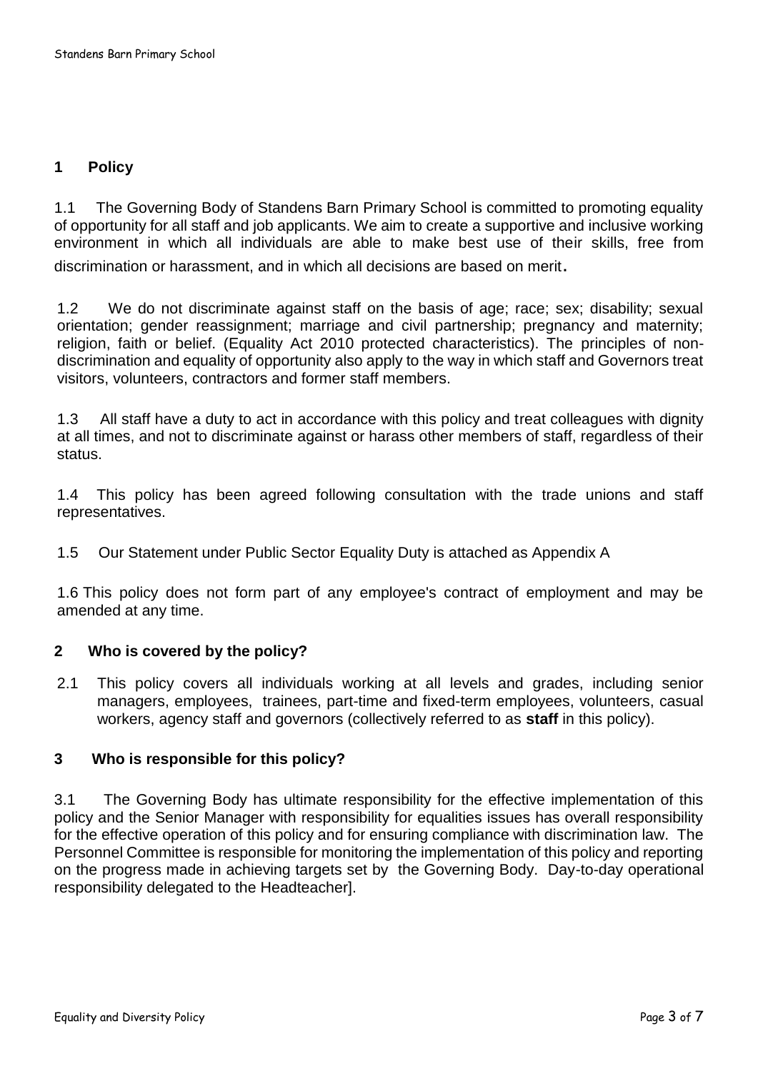## 1 Policy

1.1 The Governing Body of Standens Barn Primary School is committed to promoting equality of opportunity for all staff and job applicants. We aim to create a supportive and inclusive working environment in which all individuals are able to make best use of their skills, free from discrimination or harassment, and in which all decisions are based on merit.

1.2 We do not discriminate against staff on the basis of age; race; sex; disability; sexual orientation; gender reassignment; marriage and civil partnership; pregnancy and maternity; religion, faith or belief. (Equality Act 2010 protected characteristics). The principles of non-discrimination and equality of opportunity also apply to the way in which staff and Governors treat visitors, volunteers, contractors and former staff members.

1.3 All staff have a duty to act in accordance with this policy and treat colleagues with dignity at all times, and not to discriminate against or harass other members of staff, regardless of their status.

1.4 This policy has been agreed following consultation with the trade unions and staff representatives.

1.5 Our Statement under Public Sector Equality Duty is attached as Appendix A

1.6 This policy does not form part of any employee's contract of employment and may be amended at any time.

## 2 Who is covered by the policy?

2.1 This policy covers all individuals working at all levels and grades, including senior managers, employees, trainees, part-time and fixed-term employees, volunteers, casual workers, agency staff and governors (collectively referred to as **staff** in this policy).

## 3 Who is responsible for this policy?

3.1 The Governing Body has ultimate responsibility for the effective implementation of this policy and the Senior Manager with responsibility for equalities issues has overall responsibility for the effective operation of this policy and for ensuring compliance with discrimination law. The Personnel Committee is responsible for monitoring the implementation of this policy and reporting on the progress made in achieving targets set by the Governing Body. Day-to-day operational responsibility delegated to the Headteacher].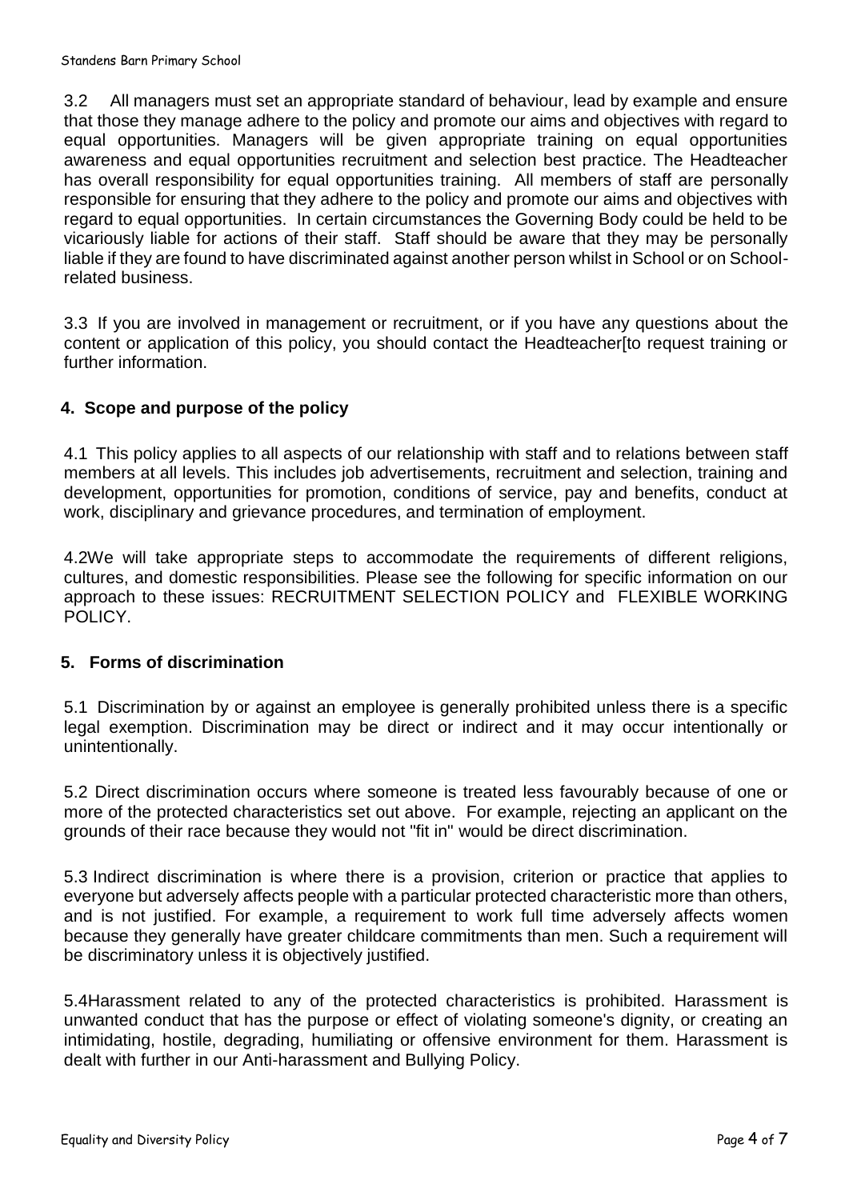3.2 All managers must set an appropriate standard of behaviour, lead by example and ensure that those they manage adhere to the policy and promote our aims and objectives with regard to equal opportunities. Managers will be given appropriate training on equal opportunities awareness and equal opportunities recruitment and selection best practice. The Headteacher has overall responsibility for equal opportunities training. All members of staff are personally responsible for ensuring that they adhere to the policy and promote our aims and objectives with regard to equal opportunities. In certain circumstances the Governing Body could be held to be vicariously liable for actions of their staff. Staff should be aware that they may be personally liable if they are found to have discriminated against another person whilst in School or on School-related business.

3.3 If you are involved in management or recruitment, or if you have any questions about the content or application of this policy, you should contact the Headteacher[to request training or further information.

## 4. Scope and purpose of the policy

4.1 This policy applies to all aspects of our relationship with staff and to relations between staff members at all levels. This includes job advertisements, recruitment and selection, training and development, opportunities for promotion, conditions of service, pay and benefits, conduct at work, disciplinary and grievance procedures, and termination of employment.

4.2We will take appropriate steps to accommodate the requirements of different religions, cultures, and domestic responsibilities. Please see the following for specific information on our approach to these issues: RECRUITMENT SELECTION POLICY and FLEXIBLE WORKING POLICY.

## 5. Forms of discrimination

5.1 Discrimination by or against an employee is generally prohibited unless there is a specific legal exemption. Discrimination may be direct or indirect and it may occur intentionally or unintentionally.

5.2 Direct discrimination occurs where someone is treated less favourably because of one or more of the protected characteristics set out above. For example, rejecting an applicant on the grounds of their race because they would not "fit in" would be direct discrimination.

5.3 Indirect discrimination is where there is a provision, criterion or practice that applies to everyone but adversely affects people with a particular protected characteristic more than others, and is not justified. For example, a requirement to work full time adversely affects women because they generally have greater childcare commitments than men. Such a requirement will be discriminatory unless it is objectively justified.

5.4Harassment related to any of the protected characteristics is prohibited. Harassment is unwanted conduct that has the purpose or effect of violating someone's dignity, or creating an intimidating, hostile, degrading, humiliating or offensive environment for them. Harassment is dealt with further in our Anti-harassment and Bullying Policy.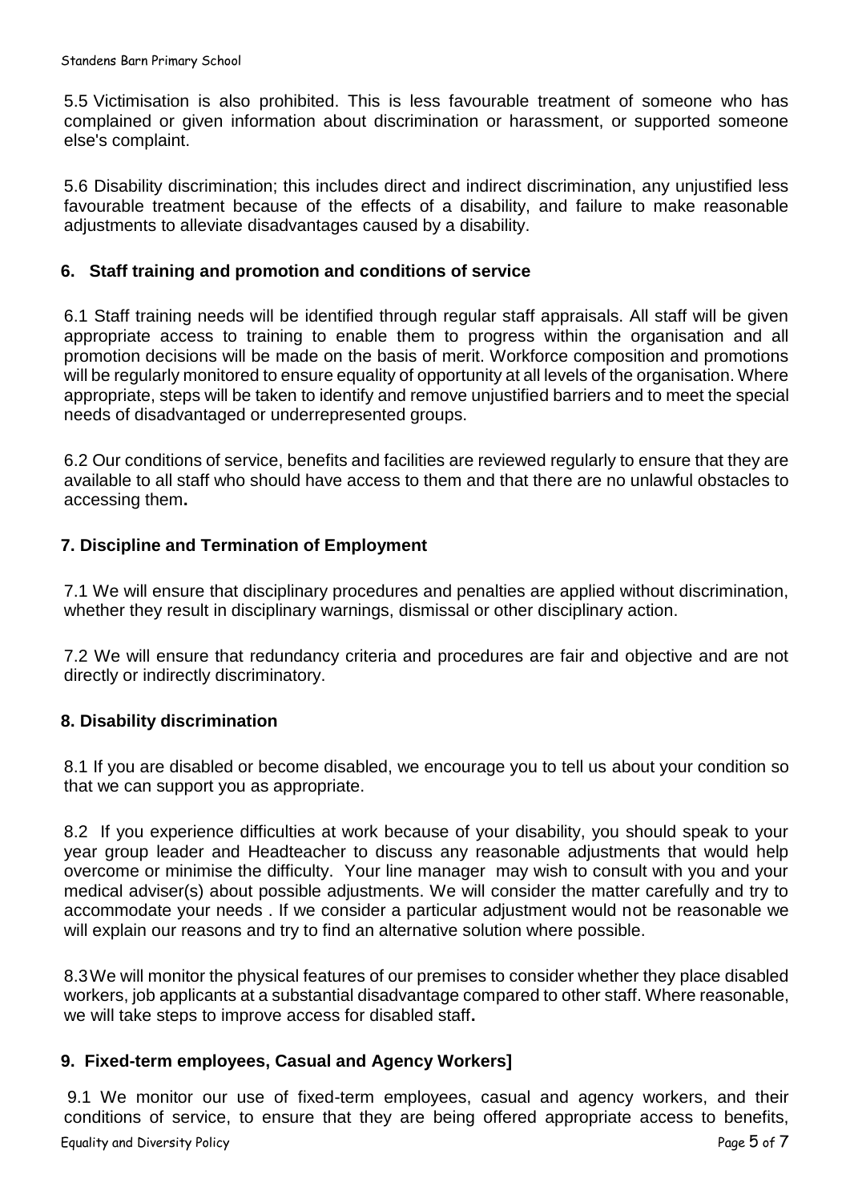5.5 Victimisation is also prohibited. This is less favourable treatment of someone who has complained or given information about discrimination or harassment, or supported someone else's complaint.

5.6 Disability discrimination; this includes direct and indirect discrimination, any unjustified less favourable treatment because of the effects of a disability, and failure to make reasonable adjustments to alleviate disadvantages caused by a disability.

## 6. Staff training and promotion and conditions of service

6.1 Staff training needs will be identified through regular staff appraisals. All staff will be given appropriate access to training to enable them to progress within the organisation and all promotion decisions will be made on the basis of merit. Workforce composition and promotions will be regularly monitored to ensure equality of opportunity at all levels of the organisation. Where appropriate, steps will be taken to identify and remove unjustified barriers and to meet the special needs of disadvantaged or underrepresented groups.

6.2 Our conditions of service, benefits and facilities are reviewed regularly to ensure that they are available to all staff who should have access to them and that there are no unlawful obstacles to accessing them**.**

## 7. Discipline and Termination of Employment

7.1 We will ensure that disciplinary procedures and penalties are applied without discrimination, whether they result in disciplinary warnings, dismissal or other disciplinary action.

7.2 We will ensure that redundancy criteria and procedures are fair and objective and are not directly or indirectly discriminatory.

## 8. Disability discrimination

8.1 If you are disabled or become disabled, we encourage you to tell us about your condition so that we can support you as appropriate.

8.2 If you experience difficulties at work because of your disability, you should speak to your year group leader and Headteacher to discuss any reasonable adjustments that would help overcome or minimise the difficulty. Your line manager may wish to consult with you and your medical adviser(s) about possible adjustments. We will consider the matter carefully and try to accommodate your needs . If we consider a particular adjustment would not be reasonable we will explain our reasons and try to find an alternative solution where possible.

8.3 We will monitor the physical features of our premises to consider whether they place disabled workers, job applicants at a substantial disadvantage compared to other staff. Where reasonable, we will take steps to improve access for disabled staff**.**

## 9. Fixed-term employees, Casual and Agency Workers]

9.1 We monitor our use of fixed-term employees, casual and agency workers, and their conditions of service, to ensure that they are being offered appropriate access to benefits,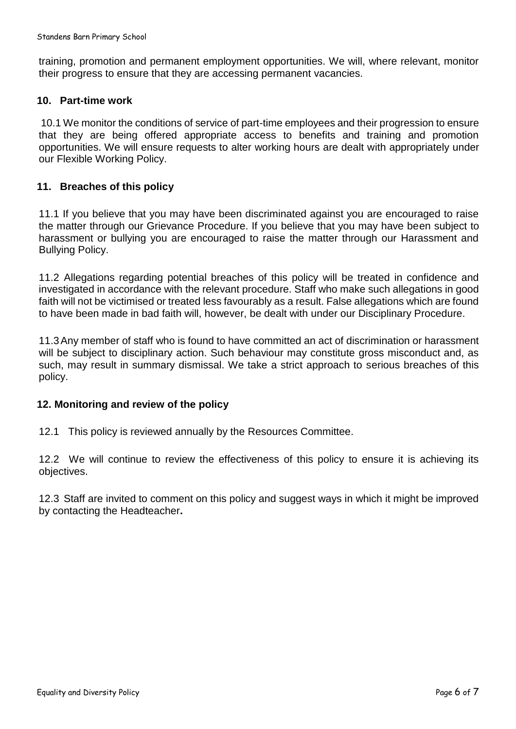training, promotion and permanent employment opportunities. We will, where relevant, monitor their progress to ensure that they are accessing permanent vacancies.

## 10. Part-time work

10.1 We monitor the conditions of service of part-time employees and their progression to ensure that they are being offered appropriate access to benefits and training and promotion opportunities. We will ensure requests to alter working hours are dealt with appropriately under our Flexible Working Policy.

## 11. Breaches of this policy

11.1 If you believe that you may have been discriminated against you are encouraged to raise the matter through our Grievance Procedure. If you believe that you may have been subject to harassment or bullying you are encouraged to raise the matter through our Harassment and Bullying Policy.

11.2 Allegations regarding potential breaches of this policy will be treated in confidence and investigated in accordance with the relevant procedure. Staff who make such allegations in good faith will not be victimised or treated less favourably as a result. False allegations which are found to have been made in bad faith will, however, be dealt with under our Disciplinary Procedure.

11.3 Any member of staff who is found to have committed an act of discrimination or harassment will be subject to disciplinary action. Such behaviour may constitute gross misconduct and, as such, may result in summary dismissal. We take a strict approach to serious breaches of this policy.

## 12. Monitoring and review of the policy

12.1 This policy is reviewed annually by the Resources Committee.

12.2 We will continue to review the effectiveness of this policy to ensure it is achieving its objectives.

12.3 Staff are invited to comment on this policy and suggest ways in which it might be improved by contacting the Headteacher**.**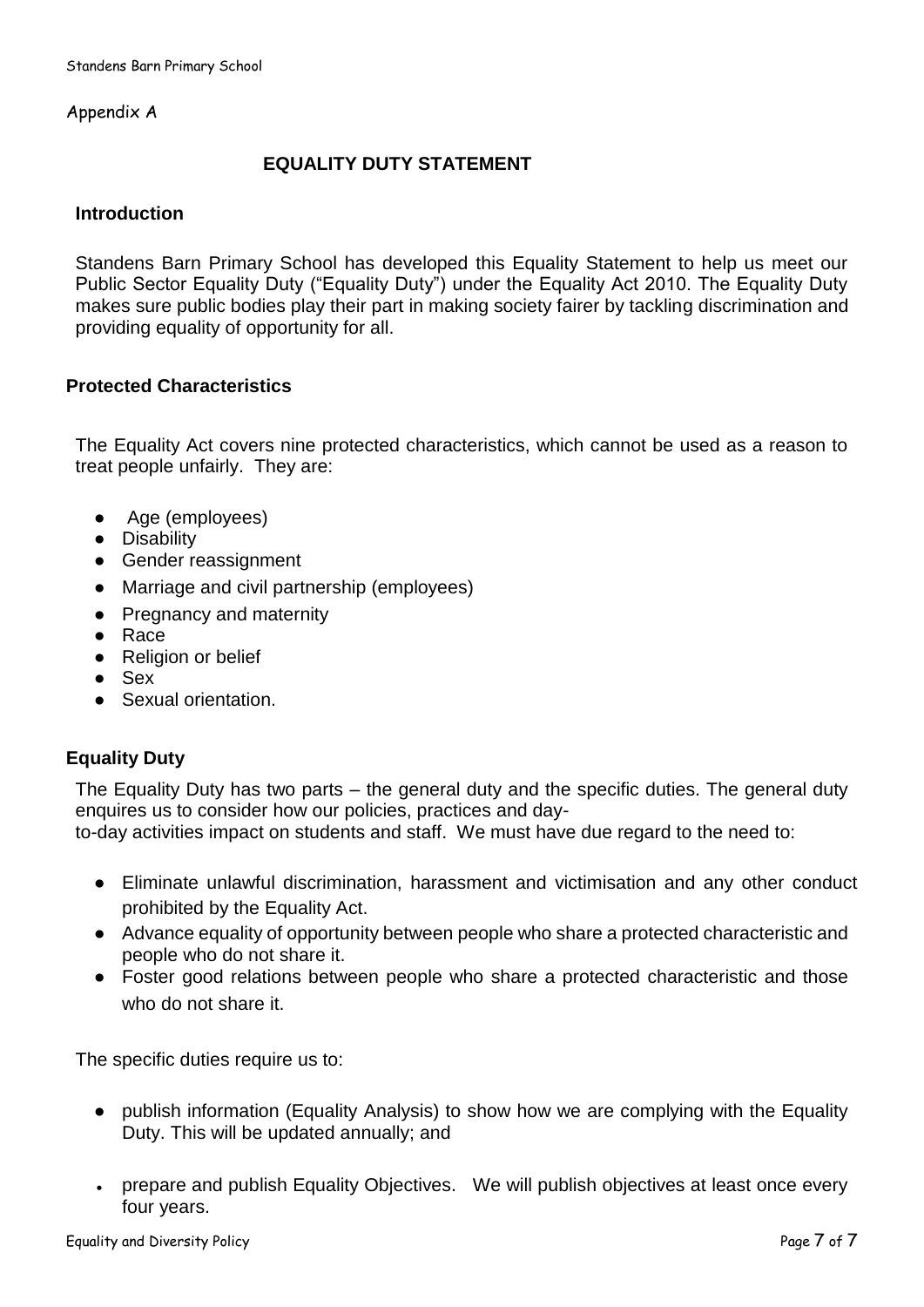Appendix A

# EQUALITY DUTY STATEMENT

## Introduction

Standens Barn Primary School has developed this Equality Statement to help us meet our Public Sector Equality Duty ("Equality Duty") under the Equality Act 2010. The Equality Duty makes sure public bodies play their part in making society fairer by tackling discrimination and providing equality of opportunity for all.

## Protected Characteristics

The Equality Act covers nine protected characteristics, which cannot be used as a reason to treat people unfairly. They are:

- Age (employees)
- Disability
- Gender reassignment
- Marriage and civil partnership (employees)
- Pregnancy and maternity
- Race
- Religion or belief
- Sex
- Sexual orientation.

## Equality Duty

The Equality Duty has two parts – the general duty and the specific duties. The general duty enquires us to consider how our policies, practices and day-to-day activities impact on students and staff. We must have due regard to the need to:

- Eliminate unlawful discrimination, harassment and victimisation and any other conduct prohibited by the Equality Act.
- Advance equality of opportunity between people who share a protected characteristic and people who do not share it.
- Foster good relations between people who share a protected characteristic and those who do not share it.

The specific duties require us to:

- publish information (Equality Analysis) to show how we are complying with the Equality Duty. This will be updated annually; and
- prepare and publish Equality Objectives. We will publish objectives at least once every four years.